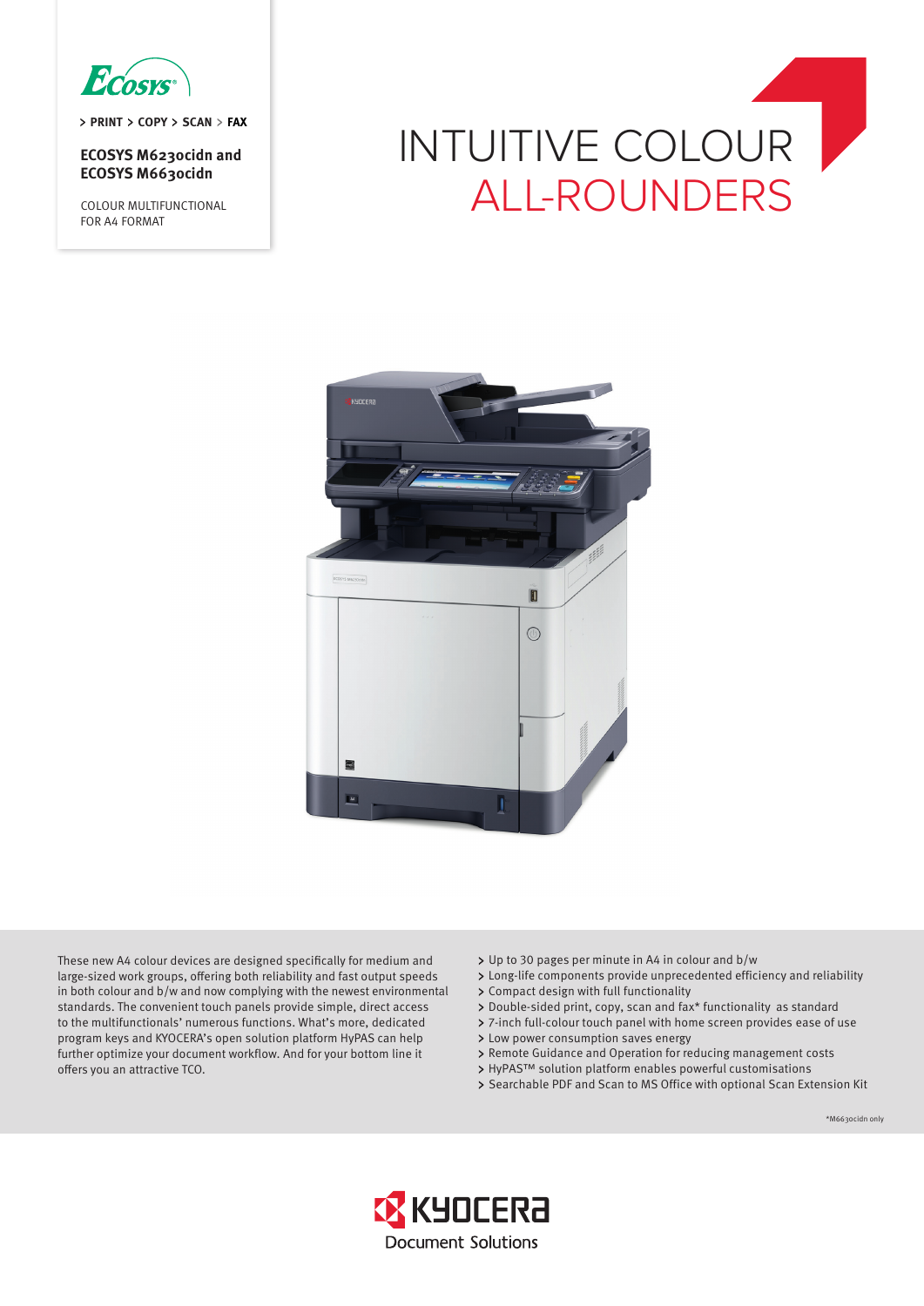> PRINT > COPY > SCAN > FAX

**ECOSYS M6230cidn and ECOSYS M6630cidn**

COLOUR MULTIFUNCTIONAL FOR A4 FORMAT

# INTUITIVE COLOUR ALL-ROUNDERS

These new A4 colour devices are designed specifically for medium and large-sized work groups, offering both reliability and fast output speeds in both colour and b/w and now complying with the newest environmental standards. The convenient touch panels provide simple, direct access to the multifunctionals' numerous functions. What's more, dedicated program keys and KYOCERA's open solution platform HyPAS can help further optimize your document workflow. And for your bottom line it offers you an attractive TCO.

- Up to 30 pages per minute in A4 in colour and b/w
- Long-life components provide unprecedented efficiency and reliability
- Compact design with full functionality
- Double-sided print, copy, scan and fax* functionality as standard
- 7-inch full-colour touch panel with home screen provides ease of use
- Low power consumption saves energy
- Remote Guidance and Operation for reducing management costs
- HyPAS™ solution platform enables powerful customisations
- Searchable PDF and Scan to MS Office with optional Scan Extension Kit

*M6630cidn only

KYOCERA Document Solutions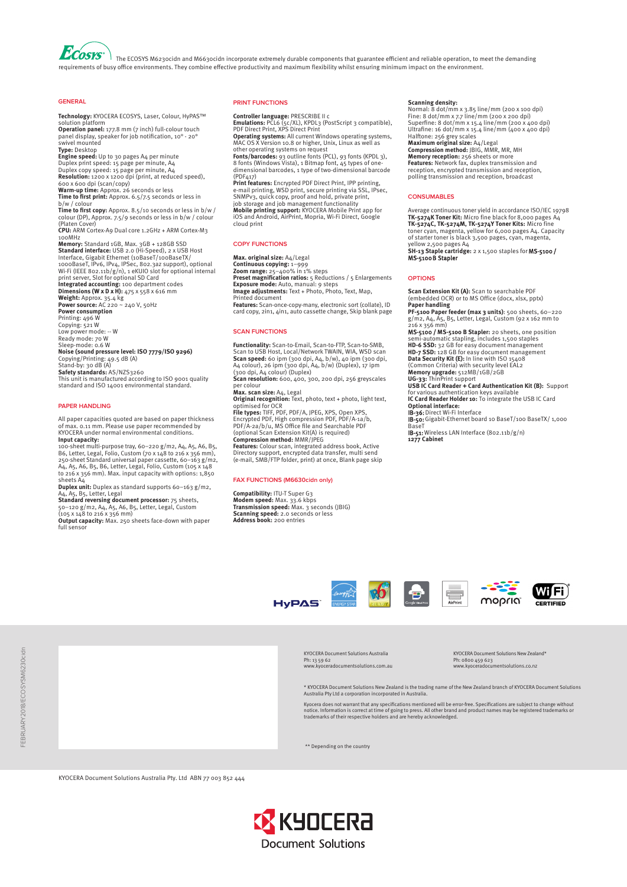The ECOSYS M6230cidn and M6630cidn incorporate extremely durable components that guarantee efficient and reliable operation, to meet the demanding requirements of busy office environments. They combine effective productivity and maximum flexibility whilst ensuring minimum impact on the environment.

## GENERAL

**Technology:** KYOCERA ECOSYS, Laser, Colour, HyPAS™ solution platform
**Operation panel:** 177.8 mm (7 inch) full-colour touch panel display, speaker for job notification, 10° - 20° swivel mounted
**Type:** Desktop
**Engine speed:** Up to 30 pages A4 per minute
Duplex print speed: 15 page per minute, A4
Duplex copy speed: 15 page per minute, A4
**Resolution:** 1200 x 1200 dpi (print, at reduced speed), 600 x 600 dpi (scan/copy)
**Warm-up time:** Approx. 26 seconds or less
**Time to first print:** Approx. 6.5/7.5 seconds or less in b/w / colour
**Time to first copy:** Approx. 8.5/10 seconds or less in b/w / colour (DP), Approx. 7.5/9 seconds or less in b/w / colour (Platen Cover)
**CPU:** ARM Cortex-A9 Dual core 1.2GHz + ARM Cortex-M3 100MHz
**Memory:** Standard 1GB, Max. 3GB + 128GB SSD
**Standard interface:** USB 2.0 (Hi-Speed), 2 x USB Host Interface, Gigabit Ethernet (10BaseT/100BaseTX/1000BaseT, IPv6, IPv4, IPSec, 802.3az support), optional Wi-Fi (IEEE 802.11b/g/n), 1 eKUIO slot for optional internal print server, Slot for optional SD Card
**Integrated accounting:** 100 department codes
**Dimensions (W x D x H):** 475 x 558 x 616 mm
**Weight:** Approx. 35.4 kg
**Power source:** AC 220 ~ 240 V, 50Hz
**Power consumption**
Printing: 496 W
Copying: 521 W
Low power mode: -- W
Ready mode: 70 W
Sleep-mode: 0.6 W
**Noise (sound pressure level: ISO 7779/ISO 9296)**
Copying/Printing: 49.5 dB (A)
Stand-by: 30 dB (A)
**Safety standards:** AS/NZS3260
This unit is manufactured according to ISO 9001 quality standard and ISO 14001 environmental standard.

## PAPER HANDLING

All paper capacities quoted are based on paper thickness of max. 0.11 mm. Please use paper recommended by KYOCERA under normal environmental conditions.
**Input capacity:**
100-sheet multi-purpose tray, 60–220 g/m2, A4, A5, A6, B5, B6, Letter, Legal, Folio, Custom (70 x 148 to 216 x 356 mm), 250-sheet Standard universal paper cassette, 60–163 g/m2, A4, A5, A6, B5, B6, Letter, Legal, Folio, Custom (105 x 148 to 216 x 356 mm). Max. input capacity with options: 1,850 sheets A4
**Duplex unit:** Duplex as standard supports 60–163 g/m2, A4, A5, B5, Letter, Legal
**Standard reversing document processor:** 75 sheets, 50–120 g/m2, A4, A5, A6, B5, Letter, Legal, Custom (105 x 148 to 216 x 356 mm)
**Output capacity:** Max. 250 sheets face-down with paper full sensor

## PRINT FUNCTIONS

**Controller language:** PRESCRIBE II c
**Emulations:** PCL6 (5c/XL), KPDL3 (PostScript 3 compatible), PDF Direct Print, XPS Direct Print
**Operating systems:** All current Windows operating systems, MAC OS X Version 10.8 or higher, Unix, Linux as well as other operating systems on request
**Fonts/barcodes:** 93 outline fonts (PCL), 93 fonts (KPDL 3), 8 fonts (Windows Vista), 1 Bitmap font, 45 types of one-dimensional barcodes, 1 type of two-dimensional barcode (PDF417)
**Print features:** Encrypted PDF Direct Print, IPP printing, e-mail printing, WSD print, secure printing via SSL, IPsec, SNMPv3, quick copy, proof and hold, private print, job storage and job management functionality
**Mobile printing support:** KYOCERA Mobile Print app for iOS and Android, AirPrint, Mopria, Wi-Fi Direct, Google cloud print

## COPY FUNCTIONS

**Max. original size:** A4/Legal
**Continuous copying:** 1–999
**Zoom range:** 25–400% in 1% steps
**Preset magnification ratios:** 5 Reductions / 5 Enlargements
**Exposure mode:** Auto, manual: 9 steps
**Image adjustments:** Text + Photo, Photo, Text, Map, Printed document
**Features:** Scan-once-copy-many, electronic sort (collate), ID card copy, 2in1, 4in1, auto cassette change, Skip blank page

## SCAN FUNCTIONS

**Functionality:** Scan-to-Email, Scan-to-FTP, Scan-to-SMB, Scan to USB Host, Local/Network TWAIN, WIA, WSD scan
**Scan speed:** 60 ipm (300 dpi, A4, b/w), 40 ipm (300 dpi, A4 colour), 26 ipm (300 dpi, A4, b/w) (Duplex), 17 ipm (300 dpi, A4 colour) (Duplex)
**Scan resolution:** 600, 400, 300, 200 dpi, 256 greyscales per colour
**Max. scan size:** A4, Legal
**Original recognition:** Text, photo, text + photo, light text, optimised for OCR
**File types:** TIFF, PDF, PDF/A, JPEG, XPS, Open XPS, Encrypted PDF, High compression PDF, PDF/A-1a/b, PDF/A-2a/b/u, MS Office file and Searchable PDF (optional Scan Extension Kit(A) is required)
**Compression method:** MMR/JPEG
**Features:** Colour scan, integrated address book, Active Directory support, encrypted data transfer, multi send (e-mail, SMB/FTP folder, print) at once, Blank page skip

## FAX FUNCTIONS (M6630cidn only)

**Compatibility:** ITU-T Super G3
**Modem speed:** Max. 33.6 kbps
**Transmission speed:** Max. 3 seconds (JBIG)
**Scanning speed:** 2.0 seconds or less
**Address book:** 200 entries
**Scanning density:**
Normal: 8 dot/mm x 3.85 line/mm (200 x 100 dpi)
Fine: 8 dot/mm x 7.7 line/mm (200 x 200 dpi)
Superfine: 8 dot/mm x 15.4 line/mm (200 x 400 dpi)
Ultrafine: 16 dot/mm x 15.4 line/mm (400 x 400 dpi)
Halftone: 256 grey scales
**Maximum original size:** A4/Legal
**Compression method:** JBIG, MMR, MR, MH
**Memory reception:** 256 sheets or more
**Features:** Network fax, duplex transmission and reception, encrypted transmission and reception, polling transmission and reception, broadcast

## CONSUMABLES

Average continuous toner yield in accordance ISO/IEC 19798
**TK-5274K Toner Kit:** Micro fine black for 8,000 pages A4
**TK-5274C, TK-5274M, TK-5274Y Toner Kits:** Micro fine toner cyan, magenta, yellow for 6,000 pages A4. Capacity of starter toner is black 3,500 pages, cyan, magenta, yellow 2,500 pages A4
**SH-13 Staple cartridge:** 2 x 1,500 staples for **MS-5100 / MS-5100 B Stapler**

## OPTIONS

**Scan Extension Kit (A):** Scan to searchable PDF (embedded OCR) or to MS Office (docx, xlsx, pptx)
**Paper handling**
**PF-5100 Paper feeder (max 3 units):** 500 sheets, 60–220 g/m2, A4, A5, B5, Letter, Legal, Custom (92 x 162 mm to 216 x 356 mm)
**MS-5100 / MS-5100 B Stapler:** 20 sheets, one position semi-automatic stapling, includes 1,500 staples
**HD-6 SSD:** 32 GB for easy document management
**HD-7 SSD:** 128 GB for easy document management
**Data Security Kit (E):** In line with ISO 15408 (Common Criteria) with security level EAL2
**Memory upgrade:** 512MB/1GB/2GB
**UG-33:** ThinPrint support
**USB IC Card Reader + Card Authentication Kit (B):** Support for various authentication keys available
**IC Card Reader Holder 10:** To integrate the USB IC Card
**Optional interface:**
**IB-36:** Direct Wi-Fi Interface
**IB-50:** Gigabit-Ethernet board 10 BaseT/100 BaseTX/ 1,000 BaseT
**IB-51:** Wireless LAN Interface (802.11b/g/n)
**1277 Cabinet**

HyPAS · ENERGY STAR · R6 READY · Google Cloud Print · AirPrint · mopria · Wi-Fi CERTIFIED

KYOCERA Document Solutions Australia
Ph: 13 59 62
www.kyoceradocumentsolutions.com.au

KYOCERA Document Solutions New Zealand*
Ph: 0800 459 623
www.kyoceradocumentsolutions.co.nz

* KYOCERA Document Solutions New Zealand is the trading name of the New Zealand branch of KYOCERA Document Solutions Australia Pty Ltd a corporation incorporated in Australia.

Kyocera does not warrant that any specifications mentioned will be error-free. Specifications are subject to change without notice. Information is correct at time of going to press. All other brand and product names may be registered trademarks or trademarks of their respective holders and are hereby acknowledged.

** Depending on the country

FEBRUARY2018/ECOSYSM6230cidn

KYOCERA Document Solutions Australia Pty. Ltd ABN 77 003 852 444

KYOCERA Document Solutions